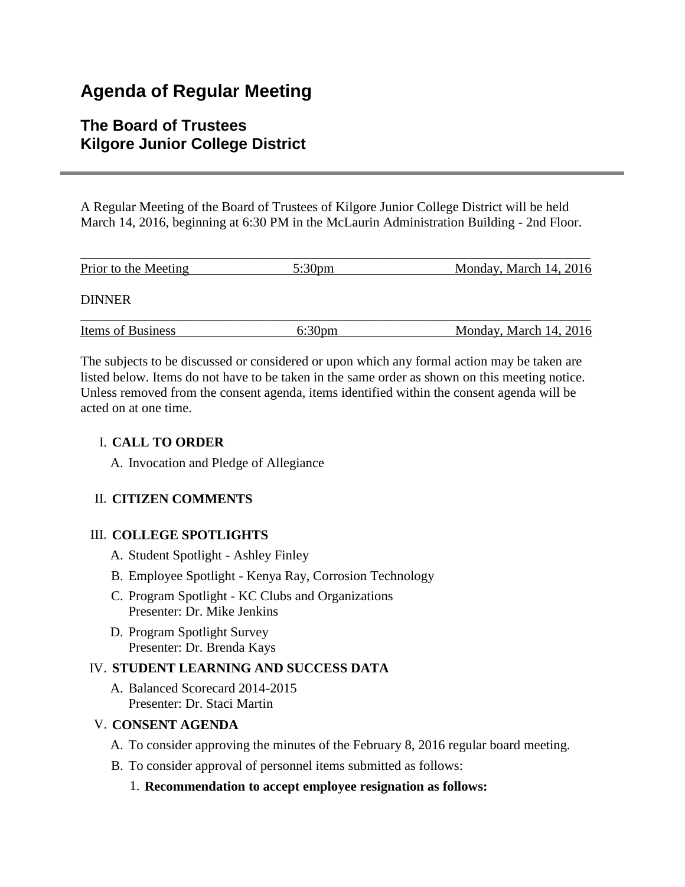# Agenda of Regular Meeting

## The Board of Trustees
## Kilgore Junior College District

---

A Regular Meeting of the Board of Trustees of Kilgore Junior College District will be held March 14, 2016, beginning at 6:30 PM in the McLaurin Administration Building - 2nd Floor.

| Prior to the Meeting | 5:30pm | Monday, March 14, 2016 |
|---|---|---|

DINNER

| Items of Business | 6:30pm | Monday, March 14, 2016 |
|---|---|---|

The subjects to be discussed or considered or upon which any formal action may be taken are listed below. Items do not have to be taken in the same order as shown on this meeting notice. Unless removed from the consent agenda, items identified within the consent agenda will be acted on at one time.

I. **CALL TO ORDER**

   A. Invocation and Pledge of Allegiance

II. **CITIZEN COMMENTS**

III. **COLLEGE SPOTLIGHTS**

   A. Student Spotlight - Ashley Finley

   B. Employee Spotlight - Kenya Ray, Corrosion Technology

   C. Program Spotlight - KC Clubs and Organizations
      Presenter: Dr. Mike Jenkins

   D. Program Spotlight Survey
      Presenter: Dr. Brenda Kays

IV. **STUDENT LEARNING AND SUCCESS DATA**

   A. Balanced Scorecard 2014-2015
      Presenter: Dr. Staci Martin

V. **CONSENT AGENDA**

   A. To consider approving the minutes of the February 8, 2016 regular board meeting.

   B. To consider approval of personnel items submitted as follows:

      1. **Recommendation to accept employee resignation as follows:**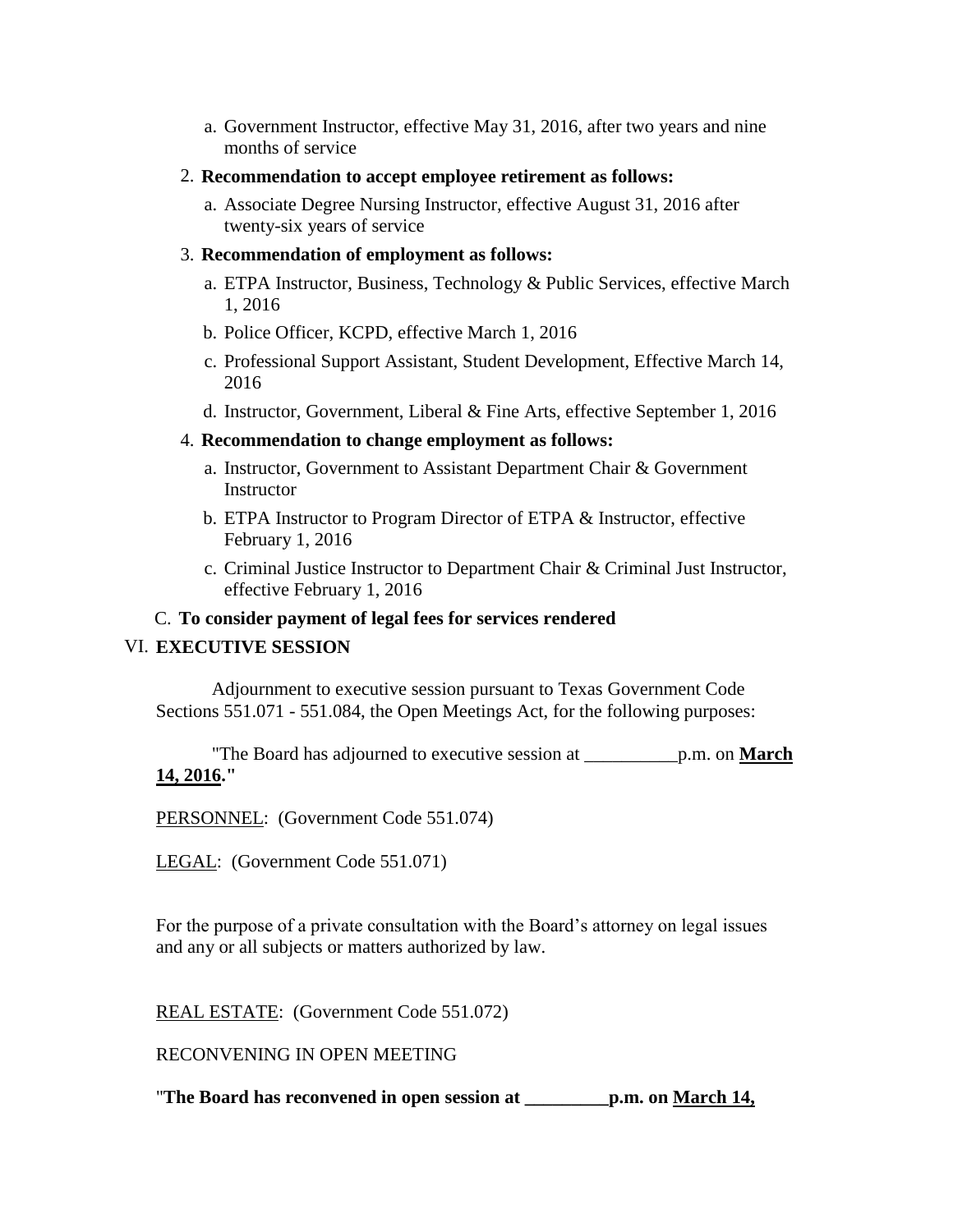a. Government Instructor, effective May 31, 2016, after two years and nine months of service

2. **Recommendation to accept employee retirement as follows:**

   a. Associate Degree Nursing Instructor, effective August 31, 2016 after twenty-six years of service

3. **Recommendation of employment as follows:**

   a. ETPA Instructor, Business, Technology & Public Services, effective March 1, 2016

   b. Police Officer, KCPD, effective March 1, 2016

   c. Professional Support Assistant, Student Development, Effective March 14, 2016

   d. Instructor, Government, Liberal & Fine Arts, effective September 1, 2016

4. **Recommendation to change employment as follows:**

   a. Instructor, Government to Assistant Department Chair & Government Instructor

   b. ETPA Instructor to Program Director of ETPA & Instructor, effective February 1, 2016

   c. Criminal Justice Instructor to Department Chair & Criminal Just Instructor, effective February 1, 2016

C. **To consider payment of legal fees for services rendered**

VI. **EXECUTIVE SESSION**

Adjournment to executive session pursuant to Texas Government Code Sections 551.071 - 551.084, the Open Meetings Act, for the following purposes:

"The Board has adjourned to executive session at __________p.m. on **March 14, 2016."**

PERSONNEL: (Government Code 551.074)

LEGAL: (Government Code 551.071)

For the purpose of a private consultation with the Board's attorney on legal issues and any or all subjects or matters authorized by law.

REAL ESTATE: (Government Code 551.072)

RECONVENING IN OPEN MEETING

"**The Board has reconvened in open session at _________p.m. on March 14,**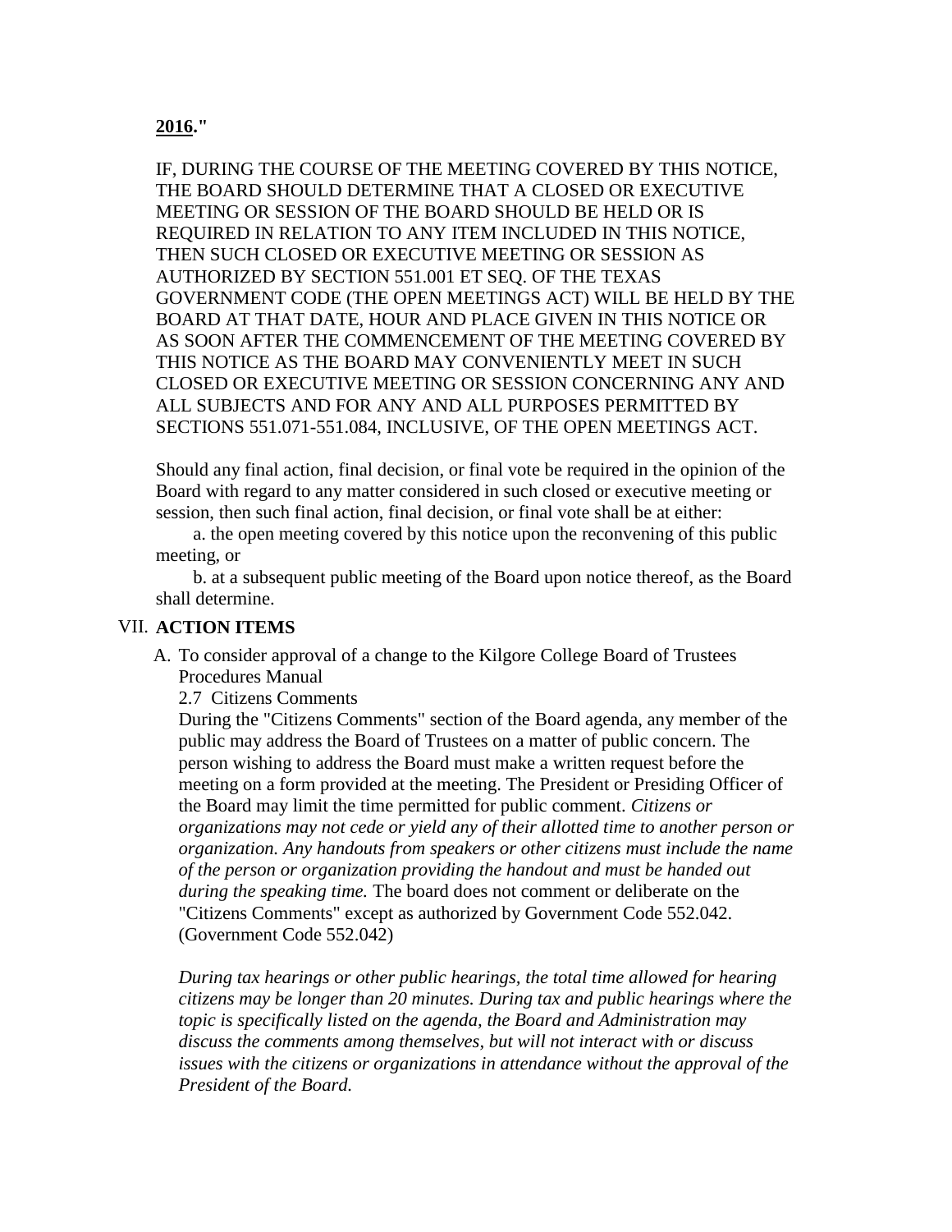**2016."**

IF, DURING THE COURSE OF THE MEETING COVERED BY THIS NOTICE, THE BOARD SHOULD DETERMINE THAT A CLOSED OR EXECUTIVE MEETING OR SESSION OF THE BOARD SHOULD BE HELD OR IS REQUIRED IN RELATION TO ANY ITEM INCLUDED IN THIS NOTICE, THEN SUCH CLOSED OR EXECUTIVE MEETING OR SESSION AS AUTHORIZED BY SECTION 551.001 ET SEQ. OF THE TEXAS GOVERNMENT CODE (THE OPEN MEETINGS ACT) WILL BE HELD BY THE BOARD AT THAT DATE, HOUR AND PLACE GIVEN IN THIS NOTICE OR AS SOON AFTER THE COMMENCEMENT OF THE MEETING COVERED BY THIS NOTICE AS THE BOARD MAY CONVENIENTLY MEET IN SUCH CLOSED OR EXECUTIVE MEETING OR SESSION CONCERNING ANY AND ALL SUBJECTS AND FOR ANY AND ALL PURPOSES PERMITTED BY SECTIONS 551.071-551.084, INCLUSIVE, OF THE OPEN MEETINGS ACT.

Should any final action, final decision, or final vote be required in the opinion of the Board with regard to any matter considered in such closed or executive meeting or session, then such final action, final decision, or final vote shall be at either:

a. the open meeting covered by this notice upon the reconvening of this public meeting, or

b. at a subsequent public meeting of the Board upon notice thereof, as the Board shall determine.

## VII. ACTION ITEMS

A. To consider approval of a change to the Kilgore College Board of Trustees Procedures Manual

2.7 Citizens Comments

During the "Citizens Comments" section of the Board agenda, any member of the public may address the Board of Trustees on a matter of public concern. The person wishing to address the Board must make a written request before the meeting on a form provided at the meeting. The President or Presiding Officer of the Board may limit the time permitted for public comment. *Citizens or organizations may not cede or yield any of their allotted time to another person or organization. Any handouts from speakers or other citizens must include the name of the person or organization providing the handout and must be handed out during the speaking time.* The board does not comment or deliberate on the "Citizens Comments" except as authorized by Government Code 552.042. (Government Code 552.042)

*During tax hearings or other public hearings, the total time allowed for hearing citizens may be longer than 20 minutes. During tax and public hearings where the topic is specifically listed on the agenda, the Board and Administration may discuss the comments among themselves, but will not interact with or discuss issues with the citizens or organizations in attendance without the approval of the President of the Board.*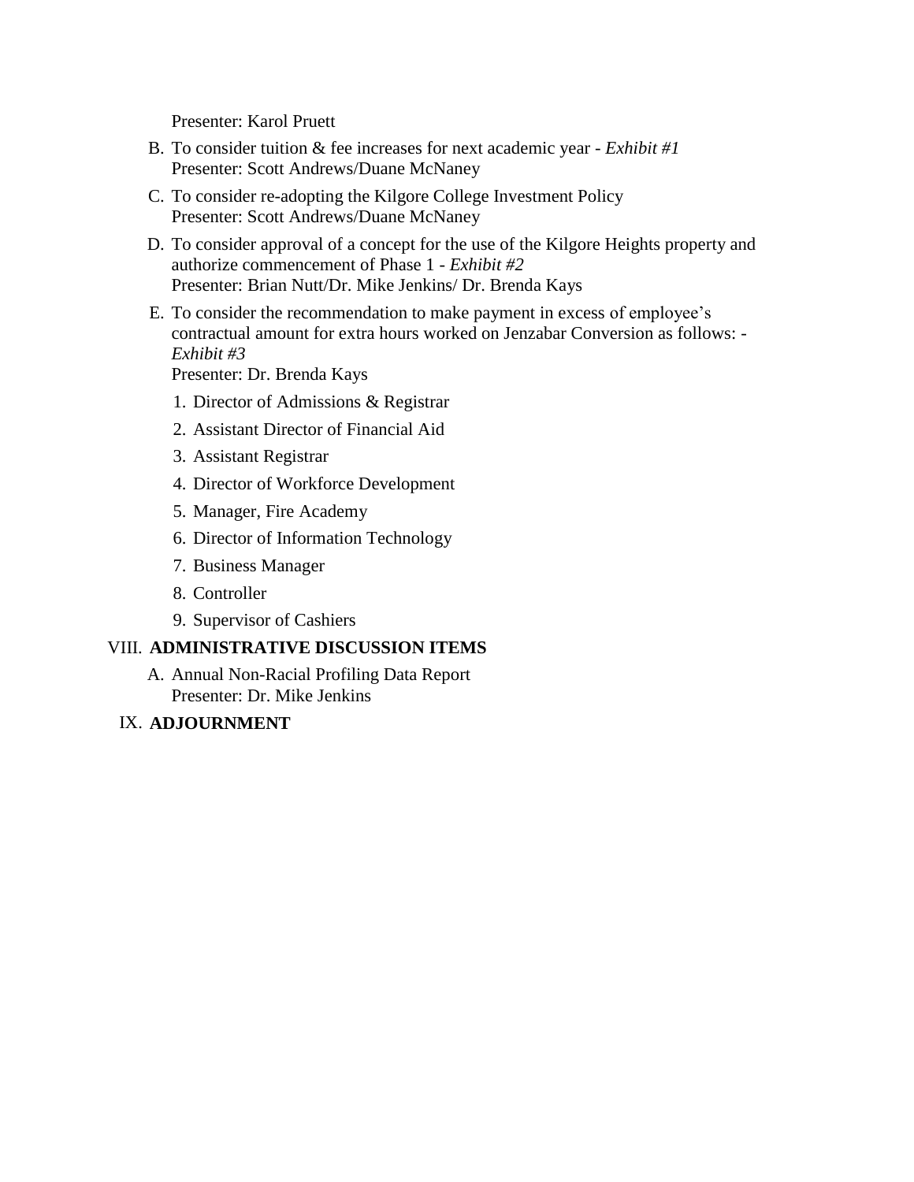Presenter: Karol Pruett

B. To consider tuition & fee increases for next academic year - *Exhibit #1*
   Presenter: Scott Andrews/Duane McNaney

C. To consider re-adopting the Kilgore College Investment Policy
   Presenter: Scott Andrews/Duane McNaney

D. To consider approval of a concept for the use of the Kilgore Heights property and authorize commencement of Phase 1 - *Exhibit #2*
   Presenter: Brian Nutt/Dr. Mike Jenkins/ Dr. Brenda Kays

E. To consider the recommendation to make payment in excess of employee's contractual amount for extra hours worked on Jenzabar Conversion as follows: - *Exhibit #3*
   Presenter: Dr. Brenda Kays

   1. Director of Admissions & Registrar
   2. Assistant Director of Financial Aid
   3. Assistant Registrar
   4. Director of Workforce Development
   5. Manager, Fire Academy
   6. Director of Information Technology
   7. Business Manager
   8. Controller
   9. Supervisor of Cashiers

VIII. **ADMINISTRATIVE DISCUSSION ITEMS**

A. Annual Non-Racial Profiling Data Report
   Presenter: Dr. Mike Jenkins

IX. **ADJOURNMENT**